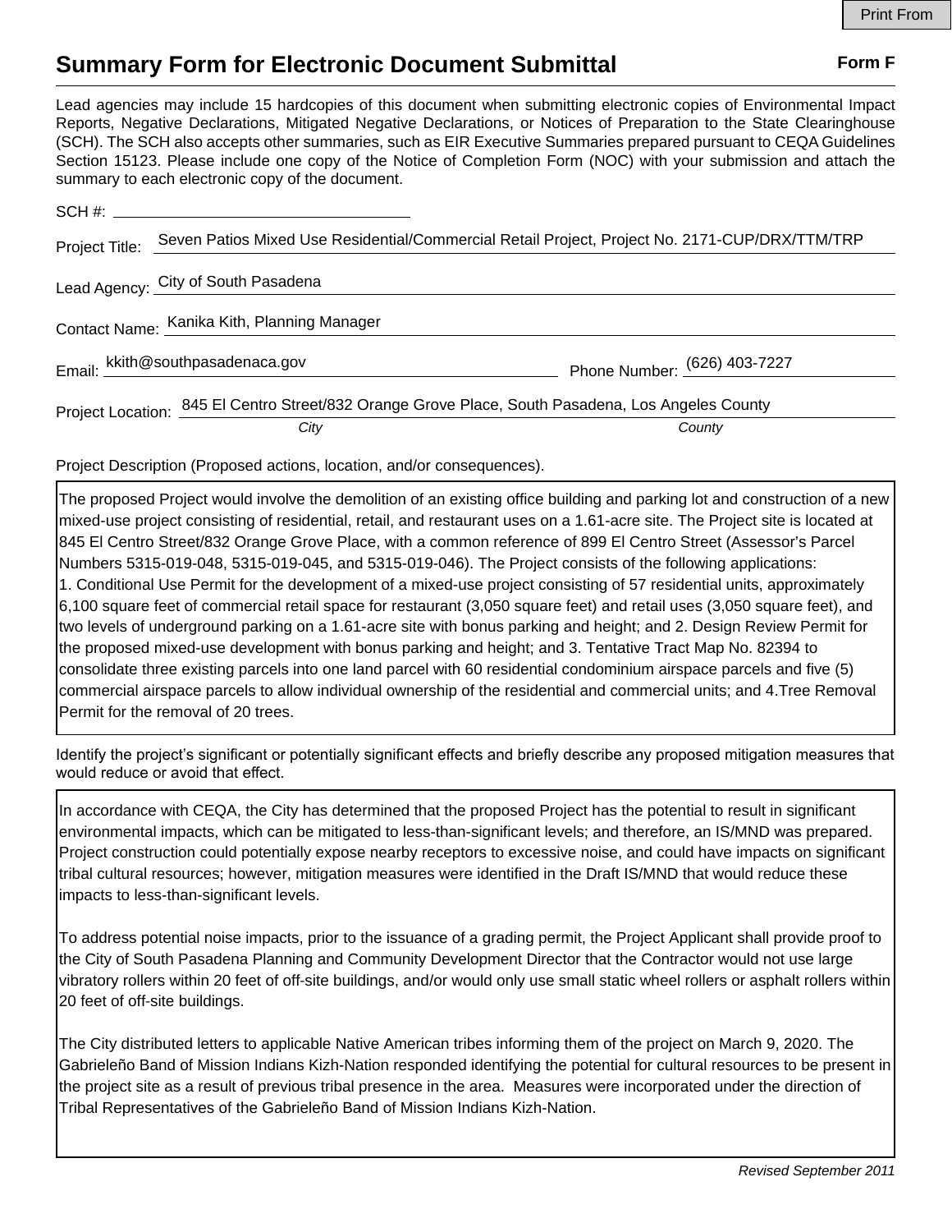Print From

# Summary Form for Electronic Document Submittal

**Form F**

Lead agencies may include 15 hardcopies of this document when submitting electronic copies of Environmental Impact Reports, Negative Declarations, Mitigated Negative Declarations, or Notices of Preparation to the State Clearinghouse (SCH). The SCH also accepts other summaries, such as EIR Executive Summaries prepared pursuant to CEQA Guidelines Section 15123. Please include one copy of the Notice of Completion Form (NOC) with your submission and attach the summary to each electronic copy of the document.

SCH #: ____________________

Project Title: Seven Patios Mixed Use Residential/Commercial Retail Project, Project No. 2171-CUP/DRX/TTM/TRP

Lead Agency: City of South Pasadena

Contact Name: Kanika Kith, Planning Manager

Email: kkith@southpasadenaca.gov  Phone Number: (626) 403-7227

Project Location: 845 El Centro Street/832 Orange Grove Place, South Pasadena, Los Angeles County
*City* *County*

Project Description (Proposed actions, location, and/or consequences).

The proposed Project would involve the demolition of an existing office building and parking lot and construction of a new mixed-use project consisting of residential, retail, and restaurant uses on a 1.61-acre site. The Project site is located at 845 El Centro Street/832 Orange Grove Place, with a common reference of 899 El Centro Street (Assessor's Parcel Numbers 5315-019-048, 5315-019-045, and 5315-019-046). The Project consists of the following applications:
1. Conditional Use Permit for the development of a mixed-use project consisting of 57 residential units, approximately 6,100 square feet of commercial retail space for restaurant (3,050 square feet) and retail uses (3,050 square feet), and two levels of underground parking on a 1.61-acre site with bonus parking and height; and 2. Design Review Permit for the proposed mixed-use development with bonus parking and height; and 3. Tentative Tract Map No. 82394 to consolidate three existing parcels into one land parcel with 60 residential condominium airspace parcels and five (5) commercial airspace parcels to allow individual ownership of the residential and commercial units; and 4.Tree Removal Permit for the removal of 20 trees.

Identify the project's significant or potentially significant effects and briefly describe any proposed mitigation measures that would reduce or avoid that effect.

In accordance with CEQA, the City has determined that the proposed Project has the potential to result in significant environmental impacts, which can be mitigated to less-than-significant levels; and therefore, an IS/MND was prepared. Project construction could potentially expose nearby receptors to excessive noise, and could have impacts on significant tribal cultural resources; however, mitigation measures were identified in the Draft IS/MND that would reduce these impacts to less-than-significant levels.

To address potential noise impacts, prior to the issuance of a grading permit, the Project Applicant shall provide proof to the City of South Pasadena Planning and Community Development Director that the Contractor would not use large vibratory rollers within 20 feet of off-site buildings, and/or would only use small static wheel rollers or asphalt rollers within 20 feet of off-site buildings.

The City distributed letters to applicable Native American tribes informing them of the project on March 9, 2020. The Gabrieleño Band of Mission Indians Kizh-Nation responded identifying the potential for cultural resources to be present in the project site as a result of previous tribal presence in the area. Measures were incorporated under the direction of Tribal Representatives of the Gabrieleño Band of Mission Indians Kizh-Nation.

*Revised September 2011*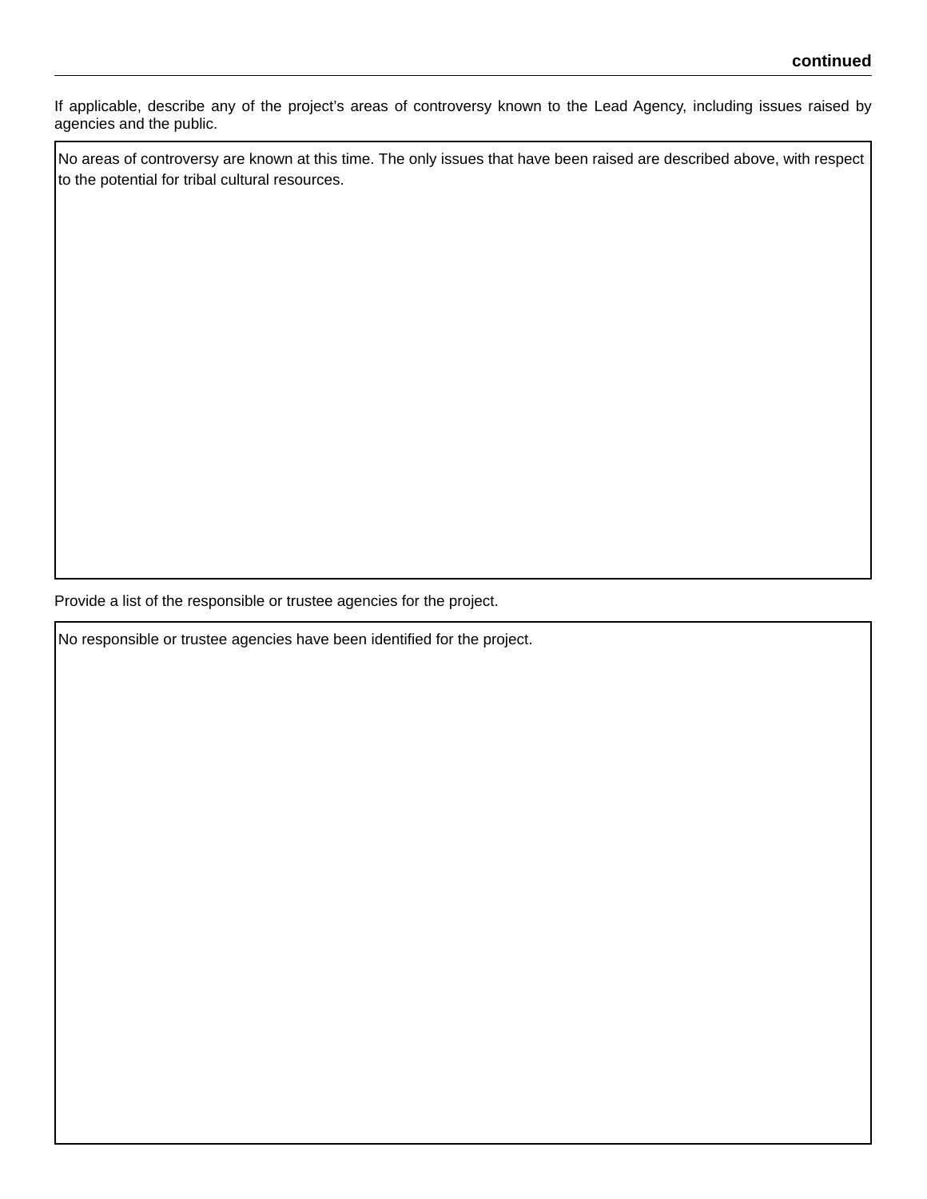**continued**

If applicable, describe any of the project's areas of controversy known to the Lead Agency, including issues raised by agencies and the public.

| |
|---|
| No areas of controversy are known at this time. The only issues that have been raised are described above, with respect to the potential for tribal cultural resources. |

Provide a list of the responsible or trustee agencies for the project.

| |
|---|
| No responsible or trustee agencies have been identified for the project. |